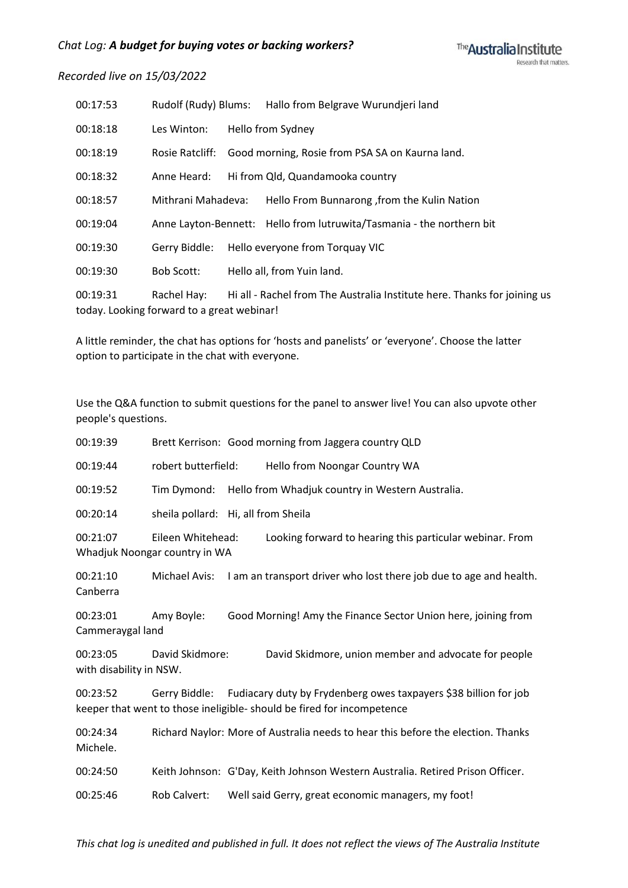*Chat Log: **A budget for buying votes or backing workers?***

*Recorded live on 15/03/2022*

00:17:53 Rudolf (Rudy) Blums: Hallo from Belgrave Wurundjeri land

00:18:18 Les Winton: Hello from Sydney

00:18:19 Rosie Ratcliff: Good morning, Rosie from PSA SA on Kaurna land.

00:18:32 Anne Heard: Hi from Qld, Quandamooka country

00:18:57 Mithrani Mahadeva: Hello From Bunnarong ,from the Kulin Nation

00:19:04 Anne Layton-Bennett: Hello from lutruwita/Tasmania - the northern bit

00:19:30 Gerry Biddle: Hello everyone from Torquay VIC

00:19:30 Bob Scott: Hello all, from Yuin land.

00:19:31 Rachel Hay: Hi all - Rachel from The Australia Institute here. Thanks for joining us today. Looking forward to a great webinar!

A little reminder, the chat has options for 'hosts and panelists' or 'everyone'. Choose the latter option to participate in the chat with everyone.

Use the Q&A function to submit questions for the panel to answer live! You can also upvote other people's questions.

00:19:39 Brett Kerrison: Good morning from Jaggera country QLD

00:19:44 robert butterfield: Hello from Noongar Country WA

00:19:52 Tim Dymond: Hello from Whadjuk country in Western Australia.

00:20:14 sheila pollard: Hi, all from Sheila

00:21:07 Eileen Whitehead: Looking forward to hearing this particular webinar. From Whadjuk Noongar country in WA

00:21:10 Michael Avis: I am an transport driver who lost there job due to age and health. Canberra

00:23:01 Amy Boyle: Good Morning! Amy the Finance Sector Union here, joining from Cammeraygal land

00:23:05 David Skidmore: David Skidmore, union member and advocate for people with disability in NSW.

00:23:52 Gerry Biddle: Fudiacary duty by Frydenberg owes taxpayers $38 billion for job keeper that went to those ineligible- should be fired for incompetence

00:24:34 Richard Naylor: More of Australia needs to hear this before the election. Thanks Michele.

00:24:50 Keith Johnson: G'Day, Keith Johnson Western Australia. Retired Prison Officer.

00:25:46 Rob Calvert: Well said Gerry, great economic managers, my foot!

*This chat log is unedited and published in full. It does not reflect the views of The Australia Institute*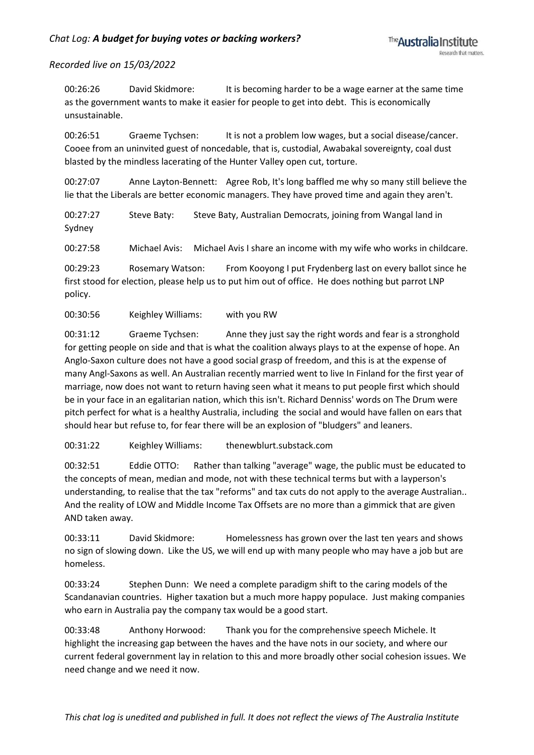00:26:26 David Skidmore: It is becoming harder to be a wage earner at the same time as the government wants to make it easier for people to get into debt. This is economically unsustainable.

00:26:51 Graeme Tychsen: It is not a problem low wages, but a social disease/cancer. Cooee from an uninvited guest of noncedable, that is, custodial, Awabakal sovereignty, coal dust blasted by the mindless lacerating of the Hunter Valley open cut, torture.

00:27:07 Anne Layton-Bennett: Agree Rob, It's long baffled me why so many still believe the lie that the Liberals are better economic managers. They have proved time and again they aren't.

00:27:27 Steve Baty: Steve Baty, Australian Democrats, joining from Wangal land in Sydney

00:27:58 Michael Avis: Michael Avis I share an income with my wife who works in childcare.

00:29:23 Rosemary Watson: From Kooyong I put Frydenberg last on every ballot since he first stood for election, please help us to put him out of office. He does nothing but parrot LNP policy.

00:30:56 Keighley Williams: with you RW

00:31:12 Graeme Tychsen: Anne they just say the right words and fear is a stronghold for getting people on side and that is what the coalition always plays to at the expense of hope. An Anglo-Saxon culture does not have a good social grasp of freedom, and this is at the expense of many Angl-Saxons as well. An Australian recently married went to live In Finland for the first year of marriage, now does not want to return having seen what it means to put people first which should be in your face in an egalitarian nation, which this isn't. Richard Denniss' words on The Drum were pitch perfect for what is a healthy Australia, including the social and would have fallen on ears that should hear but refuse to, for fear there will be an explosion of "bludgers" and leaners.

00:31:22 Keighley Williams: thenewblurt.substack.com

00:32:51 Eddie OTTO: Rather than talking "average" wage, the public must be educated to the concepts of mean, median and mode, not with these technical terms but with a layperson's understanding, to realise that the tax "reforms" and tax cuts do not apply to the average Australian.. And the reality of LOW and Middle Income Tax Offsets are no more than a gimmick that are given AND taken away.

00:33:11 David Skidmore: Homelessness has grown over the last ten years and shows no sign of slowing down. Like the US, we will end up with many people who may have a job but are homeless.

00:33:24 Stephen Dunn: We need a complete paradigm shift to the caring models of the Scandanavian countries. Higher taxation but a much more happy populace. Just making companies who earn in Australia pay the company tax would be a good start.

00:33:48 Anthony Horwood: Thank you for the comprehensive speech Michele. It highlight the increasing gap between the haves and the have nots in our society, and where our current federal government lay in relation to this and more broadly other social cohesion issues. We need change and we need it now.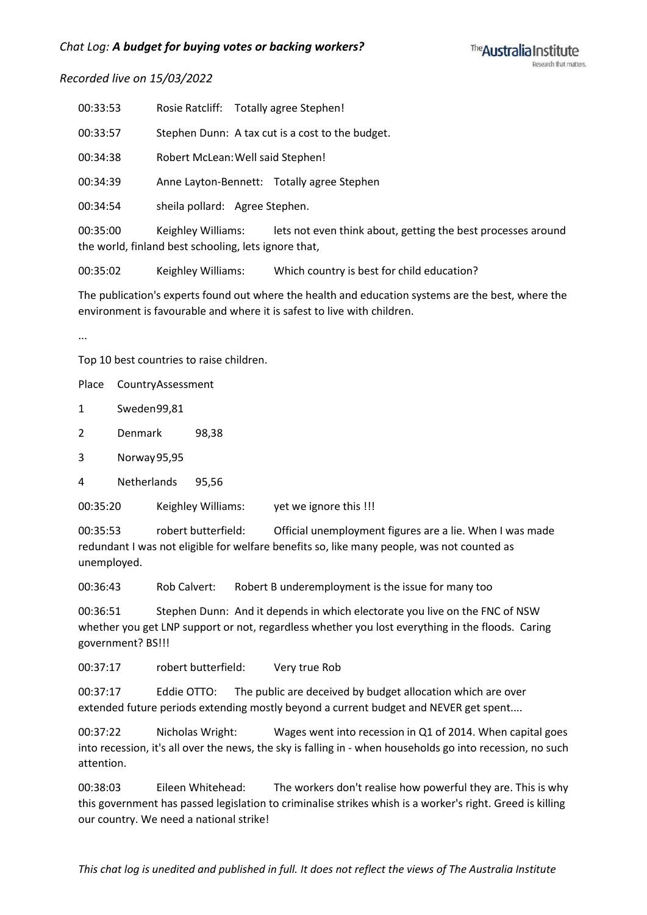00:33:53 Rosie Ratcliff: Totally agree Stephen!

00:33:57 Stephen Dunn: A tax cut is a cost to the budget.

00:34:38 Robert McLean: Well said Stephen!

00:34:39 Anne Layton-Bennett: Totally agree Stephen

00:34:54 sheila pollard: Agree Stephen.

00:35:00 Keighley Williams: lets not even think about, getting the best processes around the world, finland best schooling, lets ignore that,

00:35:02 Keighley Williams: Which country is best for child education?

The publication's experts found out where the health and education systems are the best, where the environment is favourable and where it is safest to live with children.

...

Top 10 best countries to raise children.

| Place | Country | Assessment |
| --- | --- | --- |
| 1 | Sweden | 99,81 |
| 2 | Denmark | 98,38 |
| 3 | Norway | 95,95 |
| 4 | Netherlands | 95,56 |

00:35:20 Keighley Williams: yet we ignore this !!!

00:35:53 robert butterfield: Official unemployment figures are a lie. When I was made redundant I was not eligible for welfare benefits so, like many people, was not counted as unemployed.

00:36:43 Rob Calvert: Robert B underemployment is the issue for many too

00:36:51 Stephen Dunn: And it depends in which electorate you live on the FNC of NSW whether you get LNP support or not, regardless whether you lost everything in the floods. Caring government? BS!!!

00:37:17 robert butterfield: Very true Rob

00:37:17 Eddie OTTO: The public are deceived by budget allocation which are over extended future periods extending mostly beyond a current budget and NEVER get spent....

00:37:22 Nicholas Wright: Wages went into recession in Q1 of 2014. When capital goes into recession, it's all over the news, the sky is falling in - when households go into recession, no such attention.

00:38:03 Eileen Whitehead: The workers don't realise how powerful they are. This is why this government has passed legislation to criminalise strikes whish is a worker's right. Greed is killing our country. We need a national strike!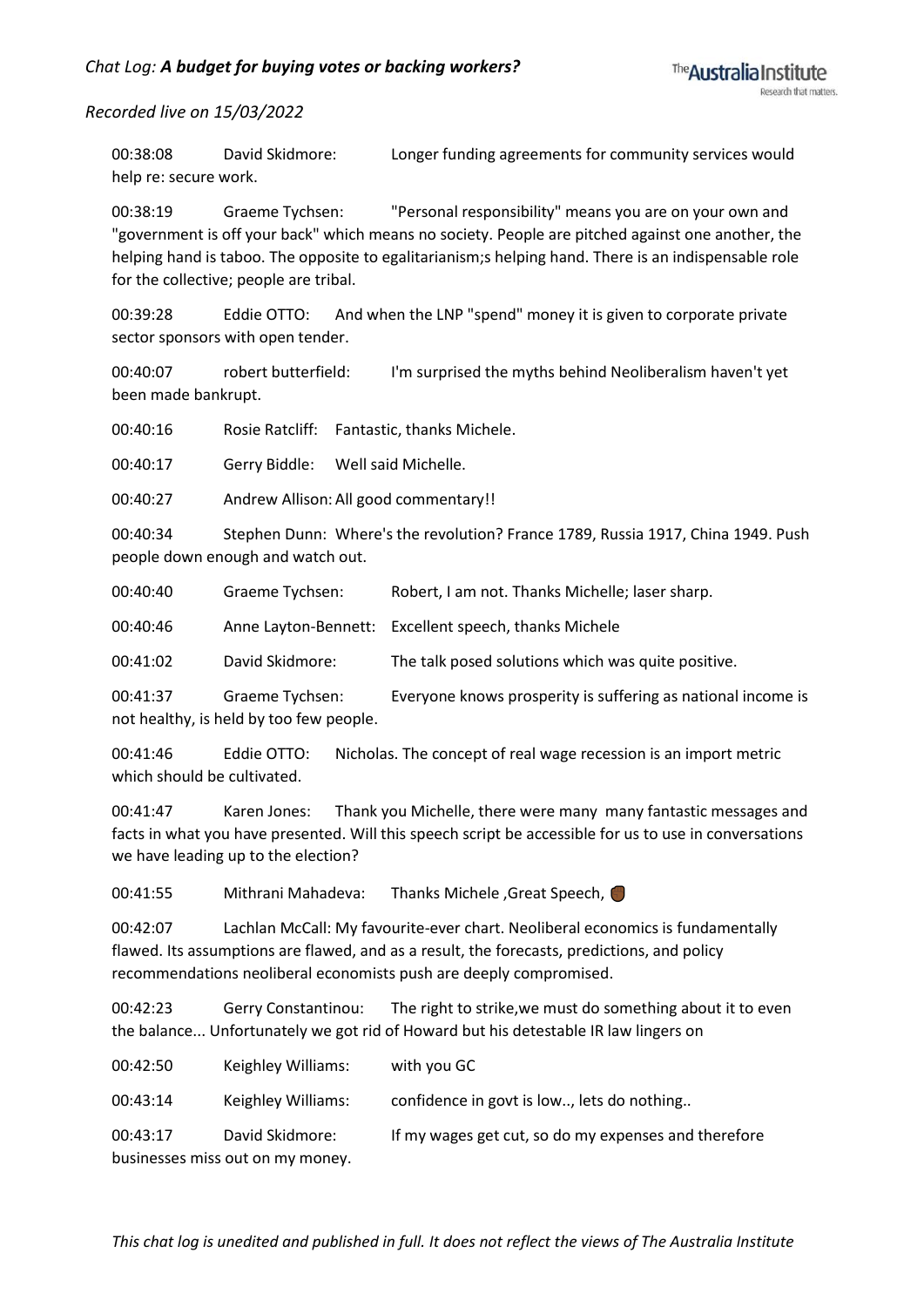00:38:08 David Skidmore: Longer funding agreements for community services would help re: secure work.

00:38:19 Graeme Tychsen: "Personal responsibility" means you are on your own and "government is off your back" which means no society. People are pitched against one another, the helping hand is taboo. The opposite to egalitarianism;s helping hand. There is an indispensable role for the collective; people are tribal.

00:39:28 Eddie OTTO: And when the LNP "spend" money it is given to corporate private sector sponsors with open tender.

00:40:07 robert butterfield: I'm surprised the myths behind Neoliberalism haven't yet been made bankrupt.

00:40:16 Rosie Ratcliff: Fantastic, thanks Michele.

00:40:17 Gerry Biddle: Well said Michelle.

00:40:27 Andrew Allison: All good commentary!!

00:40:34 Stephen Dunn: Where's the revolution? France 1789, Russia 1917, China 1949. Push people down enough and watch out.

00:40:40 Graeme Tychsen: Robert, I am not. Thanks Michelle; laser sharp.

00:40:46 Anne Layton-Bennett: Excellent speech, thanks Michele

00:41:02 David Skidmore: The talk posed solutions which was quite positive.

00:41:37 Graeme Tychsen: Everyone knows prosperity is suffering as national income is not healthy, is held by too few people.

00:41:46 Eddie OTTO: Nicholas. The concept of real wage recession is an import metric which should be cultivated.

00:41:47 Karen Jones: Thank you Michelle, there were many many fantastic messages and facts in what you have presented. Will this speech script be accessible for us to use in conversations we have leading up to the election?

00:41:55 Mithrani Mahadeva: Thanks Michele ,Great Speech, ✊

00:42:07 Lachlan McCall: My favourite-ever chart. Neoliberal economics is fundamentally flawed. Its assumptions are flawed, and as a result, the forecasts, predictions, and policy recommendations neoliberal economists push are deeply compromised.

00:42:23 Gerry Constantinou: The right to strike,we must do something about it to even the balance... Unfortunately we got rid of Howard but his detestable IR law lingers on

00:42:50 Keighley Williams: with you GC

00:43:14 Keighley Williams: confidence in govt is low.., lets do nothing..

00:43:17 David Skidmore: If my wages get cut, so do my expenses and therefore businesses miss out on my money.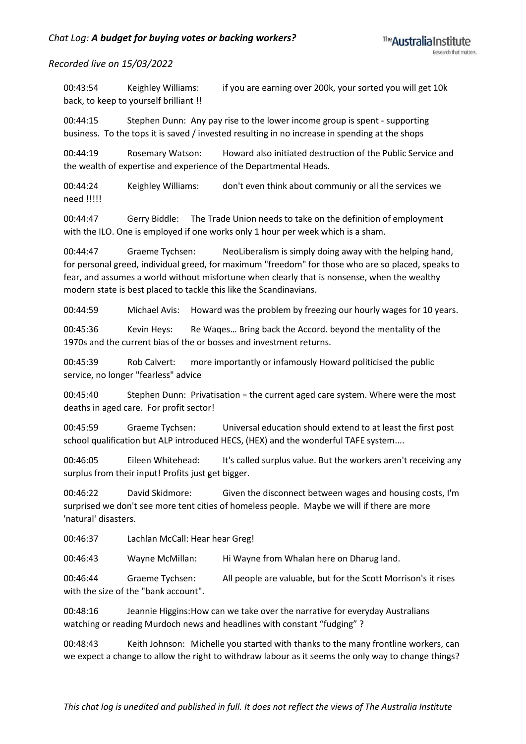00:43:54 Keighley Williams: if you are earning over 200k, your sorted you will get 10k back, to keep to yourself brilliant !!

00:44:15 Stephen Dunn: Any pay rise to the lower income group is spent - supporting business. To the tops it is saved / invested resulting in no increase in spending at the shops

00:44:19 Rosemary Watson: Howard also initiated destruction of the Public Service and the wealth of expertise and experience of the Departmental Heads.

00:44:24 Keighley Williams: don't even think about communiy or all the services we need !!!!!

00:44:47 Gerry Biddle: The Trade Union needs to take on the definition of employment with the ILO. One is employed if one works only 1 hour per week which is a sham.

00:44:47 Graeme Tychsen: NeoLiberalism is simply doing away with the helping hand, for personal greed, individual greed, for maximum "freedom" for those who are so placed, speaks to fear, and assumes a world without misfortune when clearly that is nonsense, when the wealthy modern state is best placed to tackle this like the Scandinavians.

00:44:59 Michael Avis: Howard was the problem by freezing our hourly wages for 10 years.

00:45:36 Kevin Heys: Re Waqes… Bring back the Accord. beyond the mentality of the 1970s and the current bias of the or bosses and investment returns.

00:45:39 Rob Calvert: more importantly or infamously Howard politicised the public service, no longer "fearless" advice

00:45:40 Stephen Dunn: Privatisation = the current aged care system. Where were the most deaths in aged care. For profit sector!

00:45:59 Graeme Tychsen: Universal education should extend to at least the first post school qualification but ALP introduced HECS, (HEX) and the wonderful TAFE system....

00:46:05 Eileen Whitehead: It's called surplus value. But the workers aren't receiving any surplus from their input! Profits just get bigger.

00:46:22 David Skidmore: Given the disconnect between wages and housing costs, I'm surprised we don't see more tent cities of homeless people. Maybe we will if there are more 'natural' disasters.

00:46:37 Lachlan McCall: Hear hear Greg!

00:46:43 Wayne McMillan: Hi Wayne from Whalan here on Dharug land.

00:46:44 Graeme Tychsen: All people are valuable, but for the Scott Morrison's it rises with the size of the "bank account".

00:48:16 Jeannie Higgins: How can we take over the narrative for everyday Australians watching or reading Murdoch news and headlines with constant "fudging" ?

00:48:43 Keith Johnson: Michelle you started with thanks to the many frontline workers, can we expect a change to allow the right to withdraw labour as it seems the only way to change things?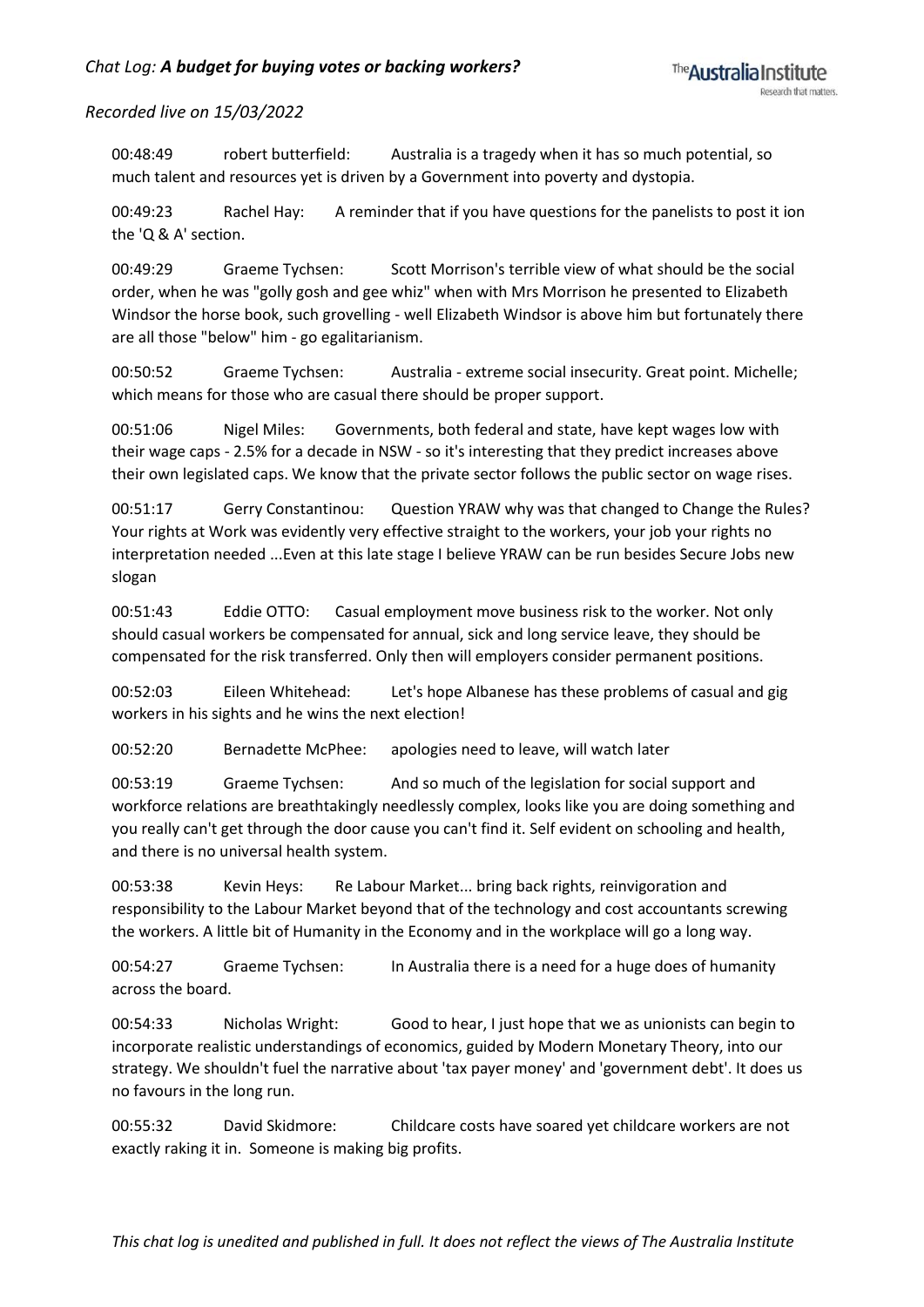00:48:49 robert butterfield: Australia is a tragedy when it has so much potential, so much talent and resources yet is driven by a Government into poverty and dystopia.

00:49:23 Rachel Hay: A reminder that if you have questions for the panelists to post it ion the 'Q & A' section.

00:49:29 Graeme Tychsen: Scott Morrison's terrible view of what should be the social order, when he was "golly gosh and gee whiz" when with Mrs Morrison he presented to Elizabeth Windsor the horse book, such grovelling - well Elizabeth Windsor is above him but fortunately there are all those "below" him - go egalitarianism.

00:50:52 Graeme Tychsen: Australia - extreme social insecurity. Great point. Michelle; which means for those who are casual there should be proper support.

00:51:06 Nigel Miles: Governments, both federal and state, have kept wages low with their wage caps - 2.5% for a decade in NSW - so it's interesting that they predict increases above their own legislated caps. We know that the private sector follows the public sector on wage rises.

00:51:17 Gerry Constantinou: Question YRAW why was that changed to Change the Rules? Your rights at Work was evidently very effective straight to the workers, your job your rights no interpretation needed ...Even at this late stage I believe YRAW can be run besides Secure Jobs new slogan

00:51:43 Eddie OTTO: Casual employment move business risk to the worker. Not only should casual workers be compensated for annual, sick and long service leave, they should be compensated for the risk transferred. Only then will employers consider permanent positions.

00:52:03 Eileen Whitehead: Let's hope Albanese has these problems of casual and gig workers in his sights and he wins the next election!

00:52:20 Bernadette McPhee: apologies need to leave, will watch later

00:53:19 Graeme Tychsen: And so much of the legislation for social support and workforce relations are breathtakingly needlessly complex, looks like you are doing something and you really can't get through the door cause you can't find it. Self evident on schooling and health, and there is no universal health system.

00:53:38 Kevin Heys: Re Labour Market... bring back rights, reinvigoration and responsibility to the Labour Market beyond that of the technology and cost accountants screwing the workers. A little bit of Humanity in the Economy and in the workplace will go a long way.

00:54:27 Graeme Tychsen: In Australia there is a need for a huge does of humanity across the board.

00:54:33 Nicholas Wright: Good to hear, I just hope that we as unionists can begin to incorporate realistic understandings of economics, guided by Modern Monetary Theory, into our strategy. We shouldn't fuel the narrative about 'tax payer money' and 'government debt'. It does us no favours in the long run.

00:55:32 David Skidmore: Childcare costs have soared yet childcare workers are not exactly raking it in. Someone is making big profits.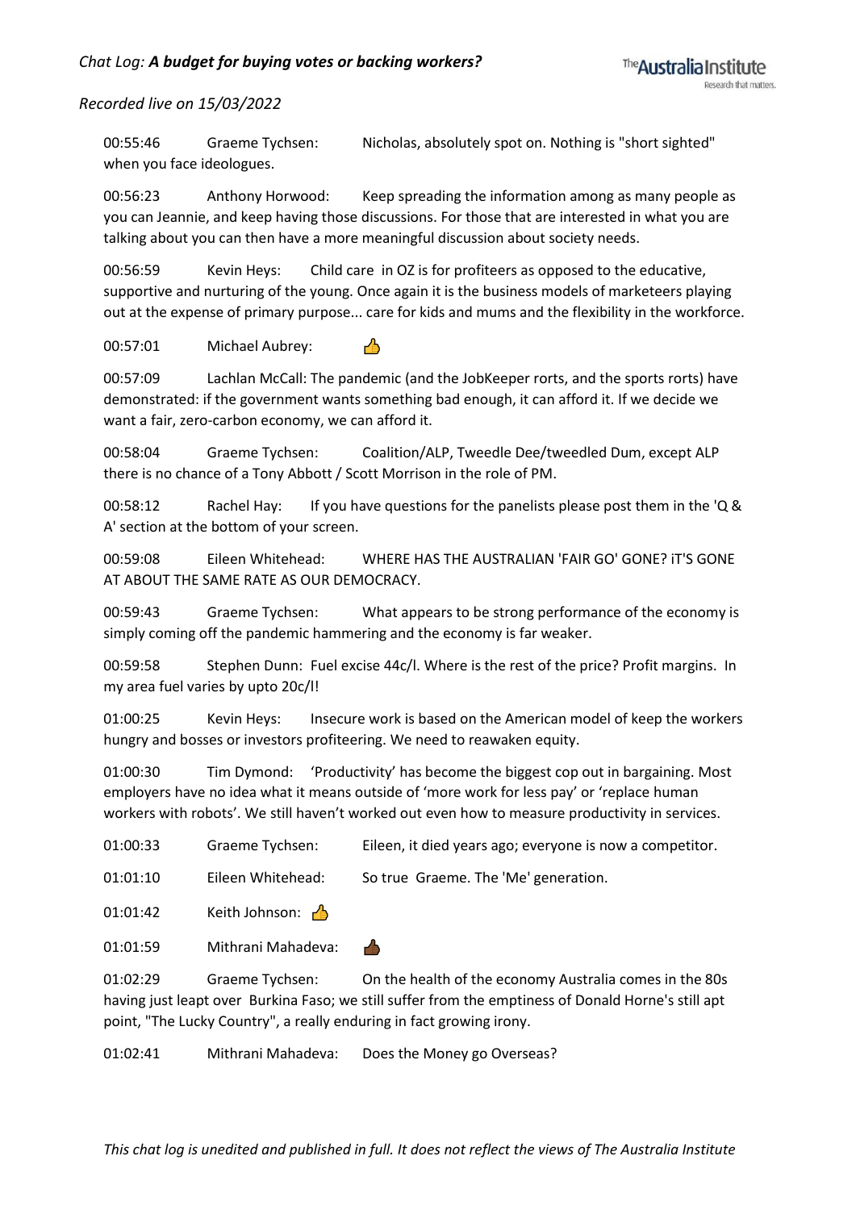00:55:46 Graeme Tychsen: Nicholas, absolutely spot on. Nothing is "short sighted" when you face ideologues.

00:56:23 Anthony Horwood: Keep spreading the information among as many people as you can Jeannie, and keep having those discussions. For those that are interested in what you are talking about you can then have a more meaningful discussion about society needs.

00:56:59 Kevin Heys: Child care in OZ is for profiteers as opposed to the educative, supportive and nurturing of the young. Once again it is the business models of marketeers playing out at the expense of primary purpose... care for kids and mums and the flexibility in the workforce.

00:57:01 Michael Aubrey: 👍

00:57:09 Lachlan McCall: The pandemic (and the JobKeeper rorts, and the sports rorts) have demonstrated: if the government wants something bad enough, it can afford it. If we decide we want a fair, zero-carbon economy, we can afford it.

00:58:04 Graeme Tychsen: Coalition/ALP, Tweedle Dee/tweedled Dum, except ALP there is no chance of a Tony Abbott / Scott Morrison in the role of PM.

00:58:12 Rachel Hay: If you have questions for the panelists please post them in the 'Q & A' section at the bottom of your screen.

00:59:08 Eileen Whitehead: WHERE HAS THE AUSTRALIAN 'FAIR GO' GONE? iT'S GONE AT ABOUT THE SAME RATE AS OUR DEMOCRACY.

00:59:43 Graeme Tychsen: What appears to be strong performance of the economy is simply coming off the pandemic hammering and the economy is far weaker.

00:59:58 Stephen Dunn: Fuel excise 44c/l. Where is the rest of the price? Profit margins. In my area fuel varies by upto 20c/l!

01:00:25 Kevin Heys: Insecure work is based on the American model of keep the workers hungry and bosses or investors profiteering. We need to reawaken equity.

01:00:30 Tim Dymond: 'Productivity' has become the biggest cop out in bargaining. Most employers have no idea what it means outside of 'more work for less pay' or 'replace human workers with robots'. We still haven't worked out even how to measure productivity in services.

01:00:33 Graeme Tychsen: Eileen, it died years ago; everyone is now a competitor.

01:01:10 Eileen Whitehead: So true Graeme. The 'Me' generation.

01:01:42 Keith Johnson: 👍

01:01:59 Mithrani Mahadeva: 👍🏾

01:02:29 Graeme Tychsen: On the health of the economy Australia comes in the 80s having just leapt over Burkina Faso; we still suffer from the emptiness of Donald Horne's still apt point, "The Lucky Country", a really enduring in fact growing irony.

01:02:41 Mithrani Mahadeva: Does the Money go Overseas?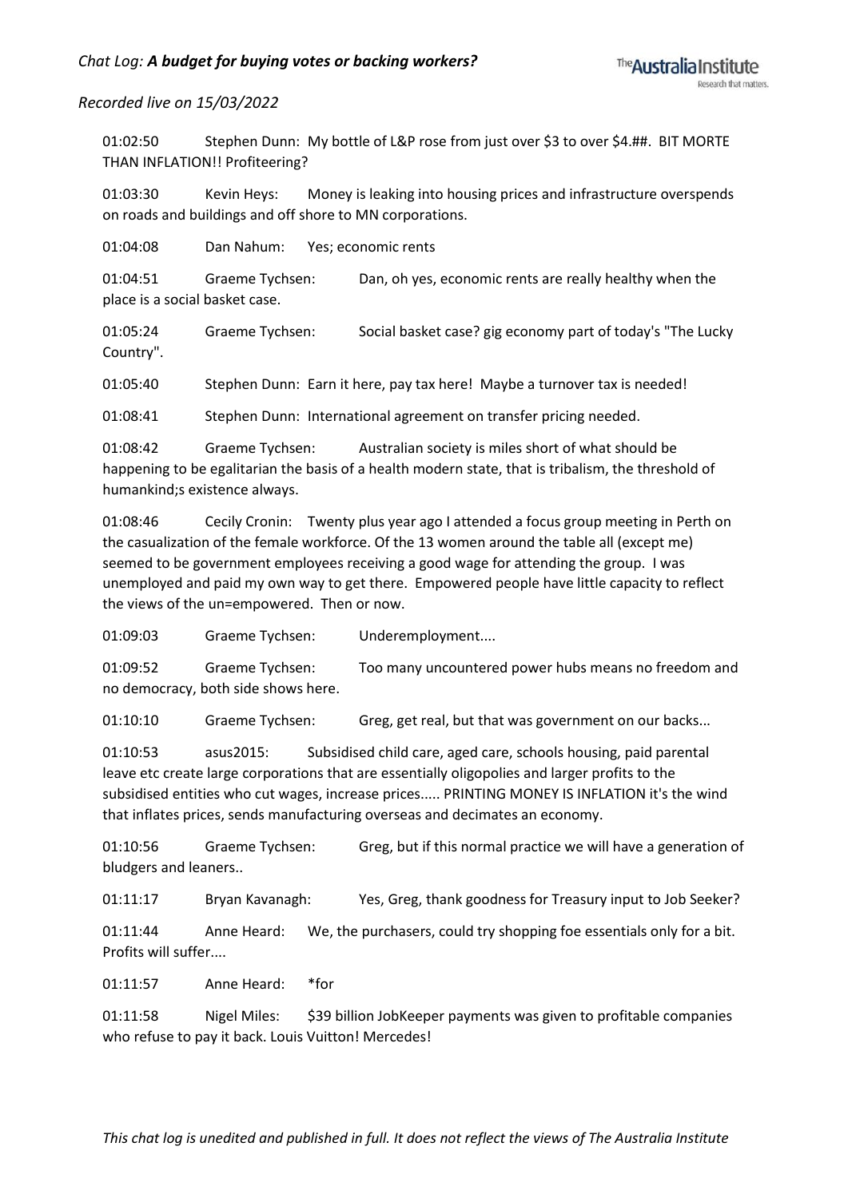01:02:50 Stephen Dunn: My bottle of L&P rose from just over $3 to over $4.##. BIT MORTE THAN INFLATION!! Profiteering?

01:03:30 Kevin Heys: Money is leaking into housing prices and infrastructure overspends on roads and buildings and off shore to MN corporations.

01:04:08 Dan Nahum: Yes; economic rents

01:04:51 Graeme Tychsen: Dan, oh yes, economic rents are really healthy when the place is a social basket case.

01:05:24 Graeme Tychsen: Social basket case? gig economy part of today's "The Lucky Country".

01:05:40 Stephen Dunn: Earn it here, pay tax here! Maybe a turnover tax is needed!

01:08:41 Stephen Dunn: International agreement on transfer pricing needed.

01:08:42 Graeme Tychsen: Australian society is miles short of what should be happening to be egalitarian the basis of a health modern state, that is tribalism, the threshold of humankind;s existence always.

01:08:46 Cecily Cronin: Twenty plus year ago I attended a focus group meeting in Perth on the casualization of the female workforce. Of the 13 women around the table all (except me) seemed to be government employees receiving a good wage for attending the group. I was unemployed and paid my own way to get there. Empowered people have little capacity to reflect the views of the un=empowered. Then or now.

01:09:03 Graeme Tychsen: Underemployment....

01:09:52 Graeme Tychsen: Too many uncountered power hubs means no freedom and no democracy, both side shows here.

01:10:10 Graeme Tychsen: Greg, get real, but that was government on our backs...

01:10:53 asus2015: Subsidised child care, aged care, schools housing, paid parental leave etc create large corporations that are essentially oligopolies and larger profits to the subsidised entities who cut wages, increase prices..... PRINTING MONEY IS INFLATION it's the wind that inflates prices, sends manufacturing overseas and decimates an economy.

01:10:56 Graeme Tychsen: Greg, but if this normal practice we will have a generation of bludgers and leaners..

01:11:17 Bryan Kavanagh: Yes, Greg, thank goodness for Treasury input to Job Seeker?

01:11:44 Anne Heard: We, the purchasers, could try shopping foe essentials only for a bit. Profits will suffer....

01:11:57 Anne Heard: *for

01:11:58 Nigel Miles: $39 billion JobKeeper payments was given to profitable companies who refuse to pay it back. Louis Vuitton! Mercedes!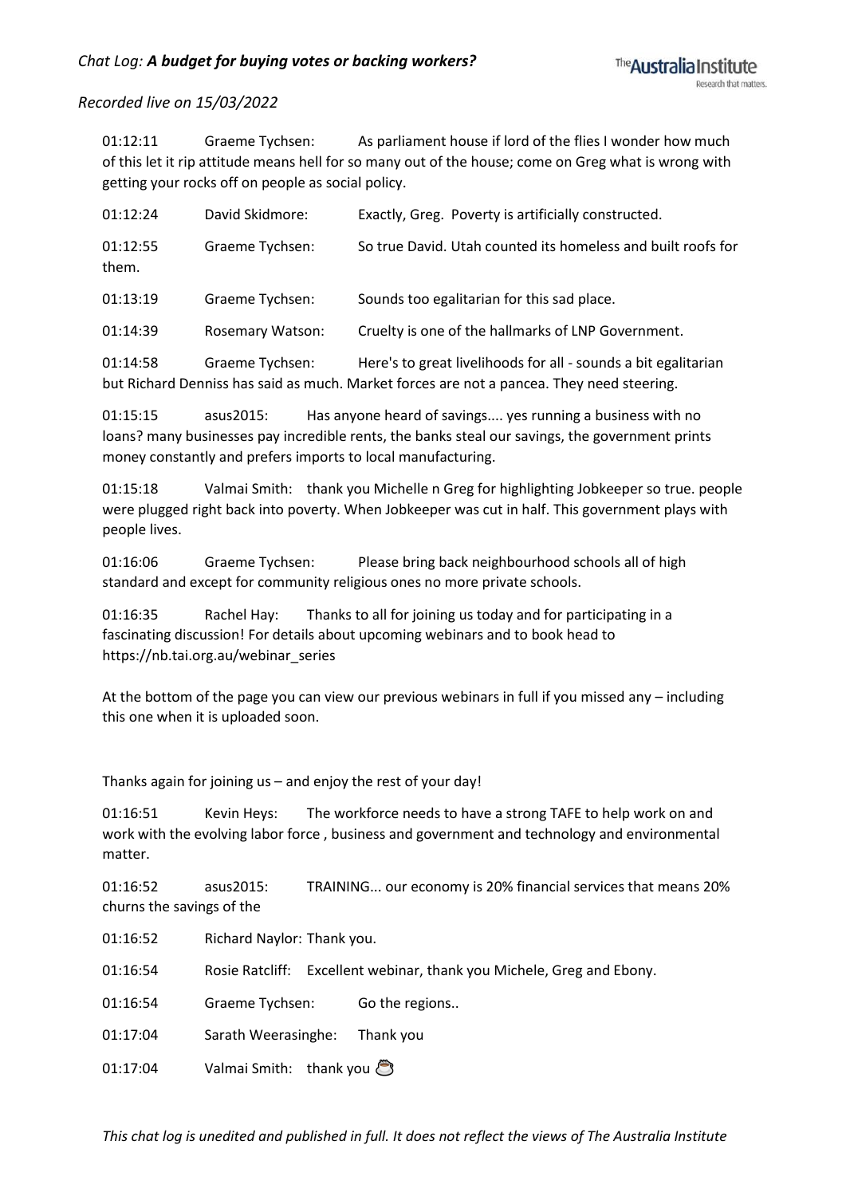01:12:11 Graeme Tychsen: As parliament house if lord of the flies I wonder how much of this let it rip attitude means hell for so many out of the house; come on Greg what is wrong with getting your rocks off on people as social policy.

01:12:24 David Skidmore: Exactly, Greg. Poverty is artificially constructed.

01:12:55 Graeme Tychsen: So true David. Utah counted its homeless and built roofs for them.

01:13:19 Graeme Tychsen: Sounds too egalitarian for this sad place.

01:14:39 Rosemary Watson: Cruelty is one of the hallmarks of LNP Government.

01:14:58 Graeme Tychsen: Here's to great livelihoods for all - sounds a bit egalitarian but Richard Denniss has said as much. Market forces are not a pancea. They need steering.

01:15:15 asus2015: Has anyone heard of savings.... yes running a business with no loans? many businesses pay incredible rents, the banks steal our savings, the government prints money constantly and prefers imports to local manufacturing.

01:15:18 Valmai Smith: thank you Michelle n Greg for highlighting Jobkeeper so true. people were plugged right back into poverty. When Jobkeeper was cut in half. This government plays with people lives.

01:16:06 Graeme Tychsen: Please bring back neighbourhood schools all of high standard and except for community religious ones no more private schools.

01:16:35 Rachel Hay: Thanks to all for joining us today and for participating in a fascinating discussion! For details about upcoming webinars and to book head to https://nb.tai.org.au/webinar_series

At the bottom of the page you can view our previous webinars in full if you missed any – including this one when it is uploaded soon.

Thanks again for joining us – and enjoy the rest of your day!

01:16:51 Kevin Heys: The workforce needs to have a strong TAFE to help work on and work with the evolving labor force , business and government and technology and environmental matter.

01:16:52 asus2015: TRAINING... our economy is 20% financial services that means 20% churns the savings of the

01:16:52 Richard Naylor: Thank you.

01:16:54 Rosie Ratcliff: Excellent webinar, thank you Michele, Greg and Ebony.

01:16:54 Graeme Tychsen: Go the regions..

01:17:04 Sarath Weerasinghe: Thank you

01:17:04 Valmai Smith: thank you ☕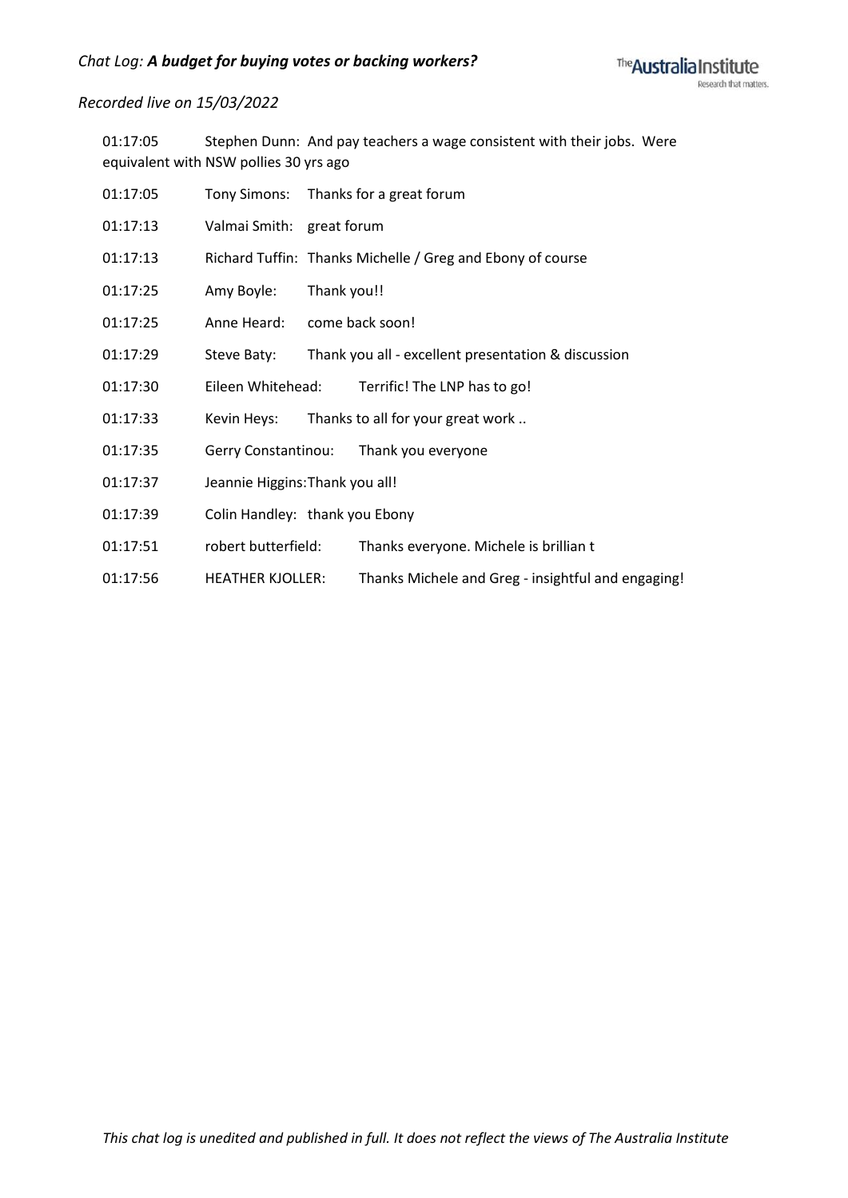01:17:05 Stephen Dunn: And pay teachers a wage consistent with their jobs. Were equivalent with NSW pollies 30 yrs ago

01:17:05 Tony Simons: Thanks for a great forum

01:17:13 Valmai Smith: great forum

01:17:13 Richard Tuffin: Thanks Michelle / Greg and Ebony of course

01:17:25 Amy Boyle: Thank you!!

01:17:25 Anne Heard: come back soon!

01:17:29 Steve Baty: Thank you all - excellent presentation & discussion

01:17:30 Eileen Whitehead: Terrific! The LNP has to go!

01:17:33 Kevin Heys: Thanks to all for your great work ..

01:17:35 Gerry Constantinou: Thank you everyone

01:17:37 Jeannie Higgins: Thank you all!

01:17:39 Colin Handley: thank you Ebony

01:17:51 robert butterfield: Thanks everyone. Michele is brillian t

01:17:56 HEATHER KJOLLER: Thanks Michele and Greg - insightful and engaging!